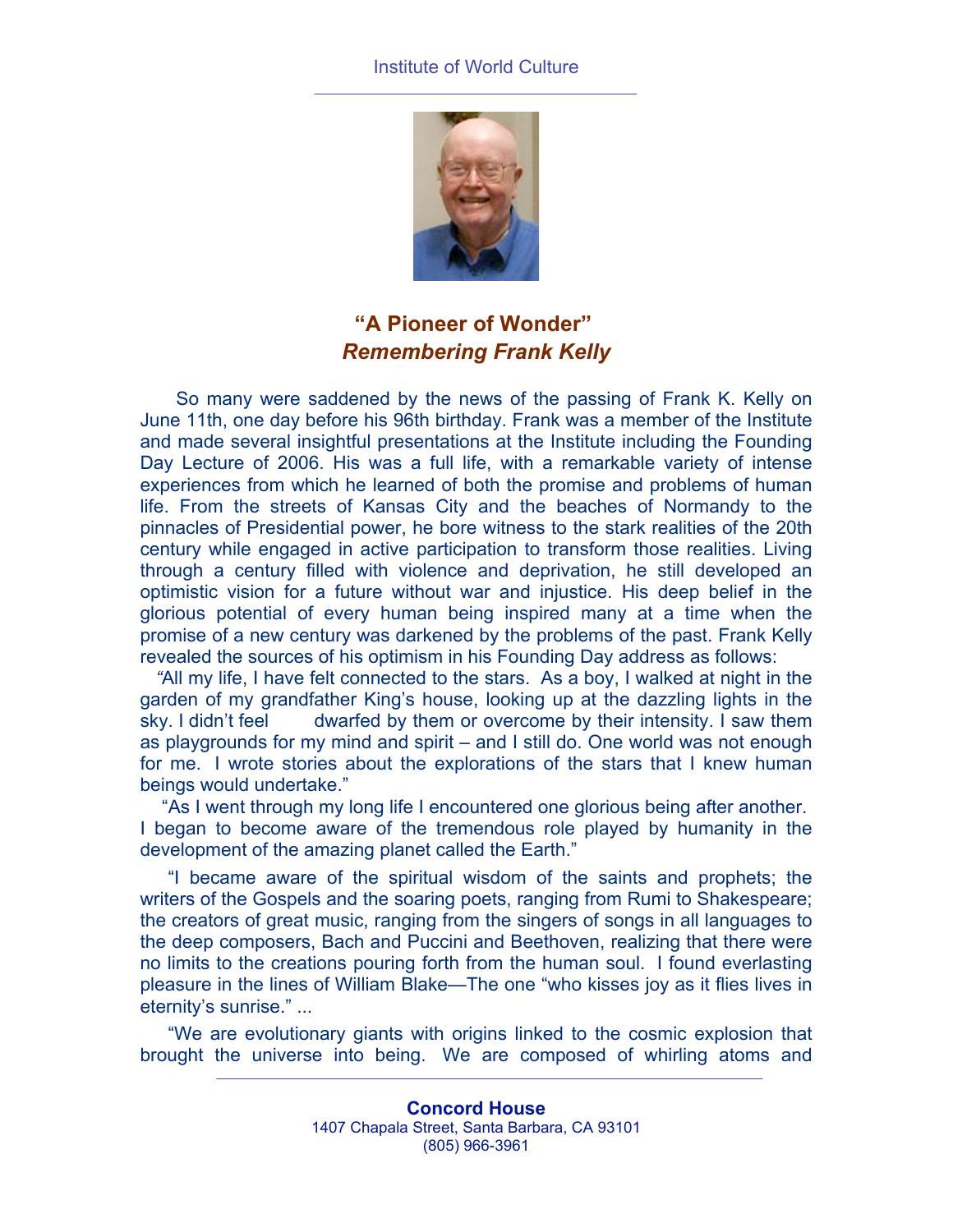# "A Pioneer of Wonder"
## *Remembering Frank Kelly*

So many were saddened by the news of the passing of Frank K. Kelly on June 11th, one day before his 96th birthday. Frank was a member of the Institute and made several insightful presentations at the Institute including the Founding Day Lecture of 2006. His was a full life, with a remarkable variety of intense experiences from which he learned of both the promise and problems of human life. From the streets of Kansas City and the beaches of Normandy to the pinnacles of Presidential power, he bore witness to the stark realities of the 20th century while engaged in active participation to transform those realities. Living through a century filled with violence and deprivation, he still developed an optimistic vision for a future without war and injustice. His deep belief in the glorious potential of every human being inspired many at a time when the promise of a new century was darkened by the problems of the past. Frank Kelly revealed the sources of his optimism in his Founding Day address as follows:

"All my life, I have felt connected to the stars. As a boy, I walked at night in the garden of my grandfather King's house, looking up at the dazzling lights in the sky. I didn't feel dwarfed by them or overcome by their intensity. I saw them as playgrounds for my mind and spirit – and I still do. One world was not enough for me. I wrote stories about the explorations of the stars that I knew human beings would undertake."

"As I went through my long life I encountered one glorious being after another. I began to become aware of the tremendous role played by humanity in the development of the amazing planet called the Earth."

"I became aware of the spiritual wisdom of the saints and prophets; the writers of the Gospels and the soaring poets, ranging from Rumi to Shakespeare; the creators of great music, ranging from the singers of songs in all languages to the deep composers, Bach and Puccini and Beethoven, realizing that there were no limits to the creations pouring forth from the human soul. I found everlasting pleasure in the lines of William Blake—The one "who kisses joy as it flies lives in eternity's sunrise." ...

"We are evolutionary giants with origins linked to the cosmic explosion that brought the universe into being. We are composed of whirling atoms and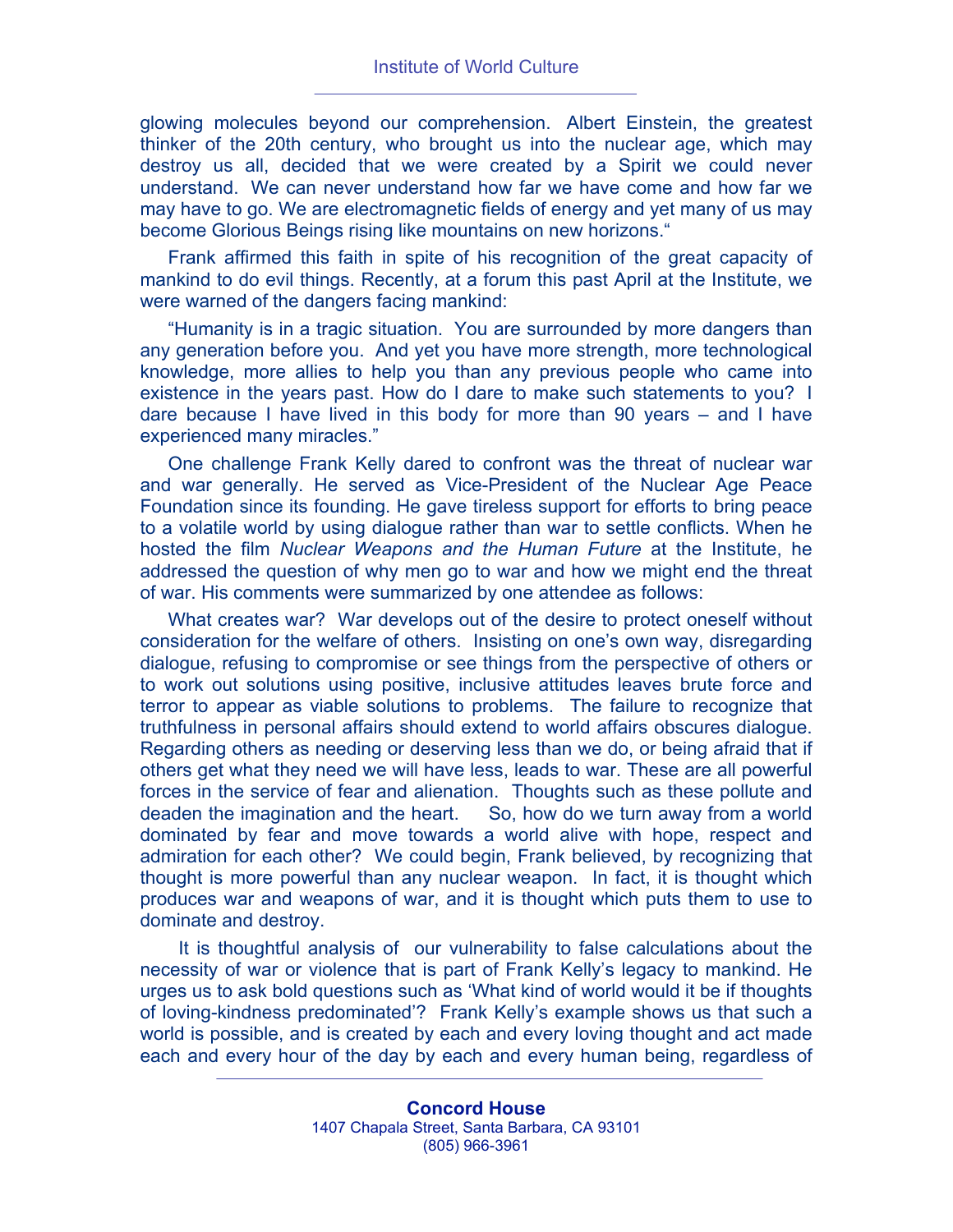glowing molecules beyond our comprehension. Albert Einstein, the greatest thinker of the 20th century, who brought us into the nuclear age, which may destroy us all, decided that we were created by a Spirit we could never understand. We can never understand how far we have come and how far we may have to go. We are electromagnetic fields of energy and yet many of us may become Glorious Beings rising like mountains on new horizons."

Frank affirmed this faith in spite of his recognition of the great capacity of mankind to do evil things. Recently, at a forum this past April at the Institute, we were warned of the dangers facing mankind:

"Humanity is in a tragic situation. You are surrounded by more dangers than any generation before you. And yet you have more strength, more technological knowledge, more allies to help you than any previous people who came into existence in the years past. How do I dare to make such statements to you? I dare because I have lived in this body for more than 90 years – and I have experienced many miracles."

One challenge Frank Kelly dared to confront was the threat of nuclear war and war generally. He served as Vice-President of the Nuclear Age Peace Foundation since its founding. He gave tireless support for efforts to bring peace to a volatile world by using dialogue rather than war to settle conflicts. When he hosted the film *Nuclear Weapons and the Human Future* at the Institute, he addressed the question of why men go to war and how we might end the threat of war. His comments were summarized by one attendee as follows:

What creates war? War develops out of the desire to protect oneself without consideration for the welfare of others. Insisting on one's own way, disregarding dialogue, refusing to compromise or see things from the perspective of others or to work out solutions using positive, inclusive attitudes leaves brute force and terror to appear as viable solutions to problems. The failure to recognize that truthfulness in personal affairs should extend to world affairs obscures dialogue. Regarding others as needing or deserving less than we do, or being afraid that if others get what they need we will have less, leads to war. These are all powerful forces in the service of fear and alienation. Thoughts such as these pollute and deaden the imagination and the heart. So, how do we turn away from a world dominated by fear and move towards a world alive with hope, respect and admiration for each other? We could begin, Frank believed, by recognizing that thought is more powerful than any nuclear weapon. In fact, it is thought which produces war and weapons of war, and it is thought which puts them to use to dominate and destroy.

It is thoughtful analysis of our vulnerability to false calculations about the necessity of war or violence that is part of Frank Kelly's legacy to mankind. He urges us to ask bold questions such as 'What kind of world would it be if thoughts of loving-kindness predominated'? Frank Kelly's example shows us that such a world is possible, and is created by each and every loving thought and act made each and every hour of the day by each and every human being, regardless of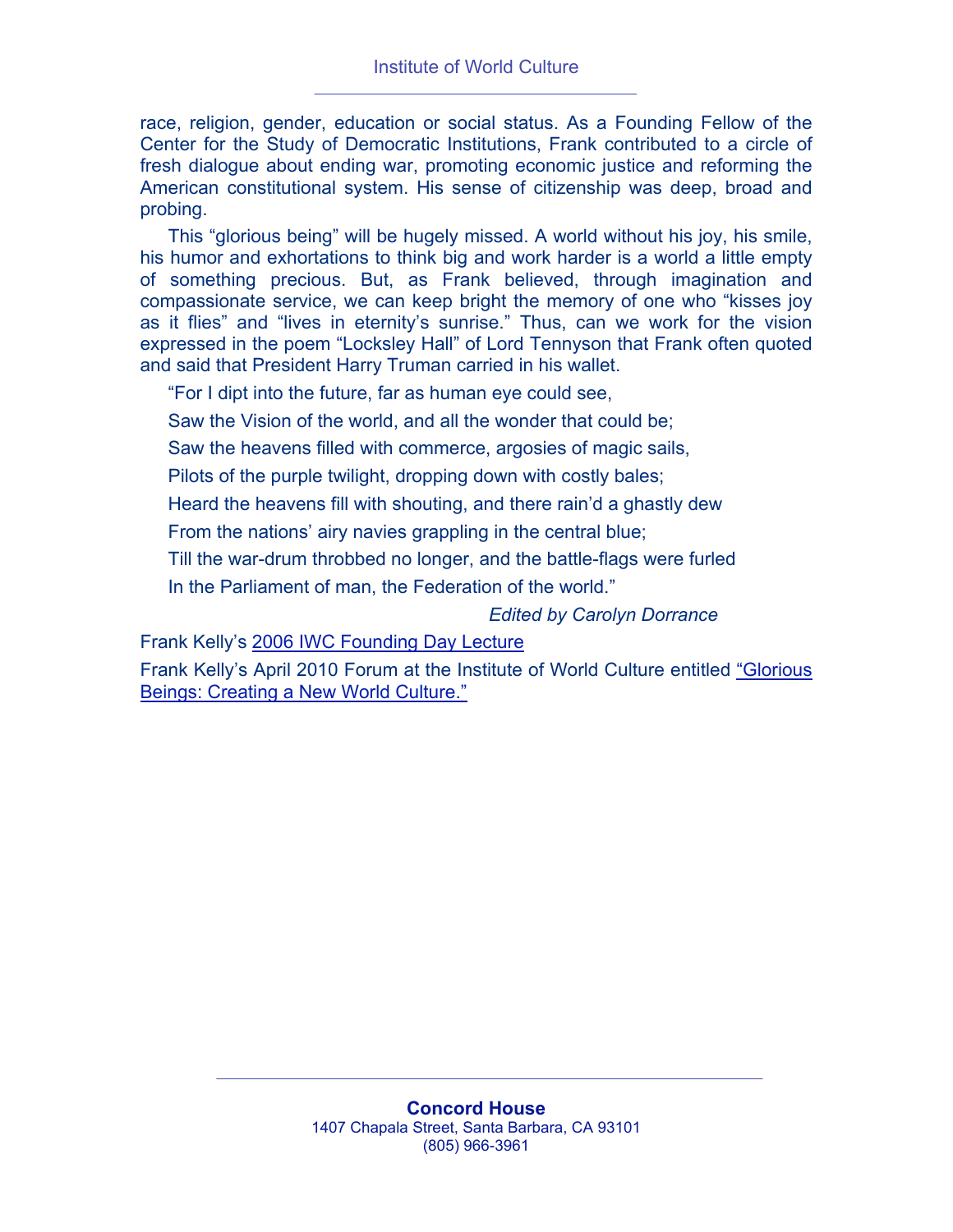race, religion, gender, education or social status. As a Founding Fellow of the Center for the Study of Democratic Institutions, Frank contributed to a circle of fresh dialogue about ending war, promoting economic justice and reforming the American constitutional system. His sense of citizenship was deep, broad and probing.

This "glorious being" will be hugely missed. A world without his joy, his smile, his humor and exhortations to think big and work harder is a world a little empty of something precious. But, as Frank believed, through imagination and compassionate service, we can keep bright the memory of one who "kisses joy as it flies" and "lives in eternity's sunrise." Thus, can we work for the vision expressed in the poem "Locksley Hall" of Lord Tennyson that Frank often quoted and said that President Harry Truman carried in his wallet.

"For I dipt into the future, far as human eye could see,

Saw the Vision of the world, and all the wonder that could be;

Saw the heavens filled with commerce, argosies of magic sails,

Pilots of the purple twilight, dropping down with costly bales;

Heard the heavens fill with shouting, and there rain'd a ghastly dew

From the nations' airy navies grappling in the central blue;

Till the war-drum throbbed no longer, and the battle-flags were furled

In the Parliament of man, the Federation of the world."

*Edited by Carolyn Dorrance*

Frank Kelly's 2006 IWC Founding Day Lecture

Frank Kelly's April 2010 Forum at the Institute of World Culture entitled "Glorious Beings: Creating a New World Culture."

**Concord House**
1407 Chapala Street, Santa Barbara, CA 93101
(805) 966-3961